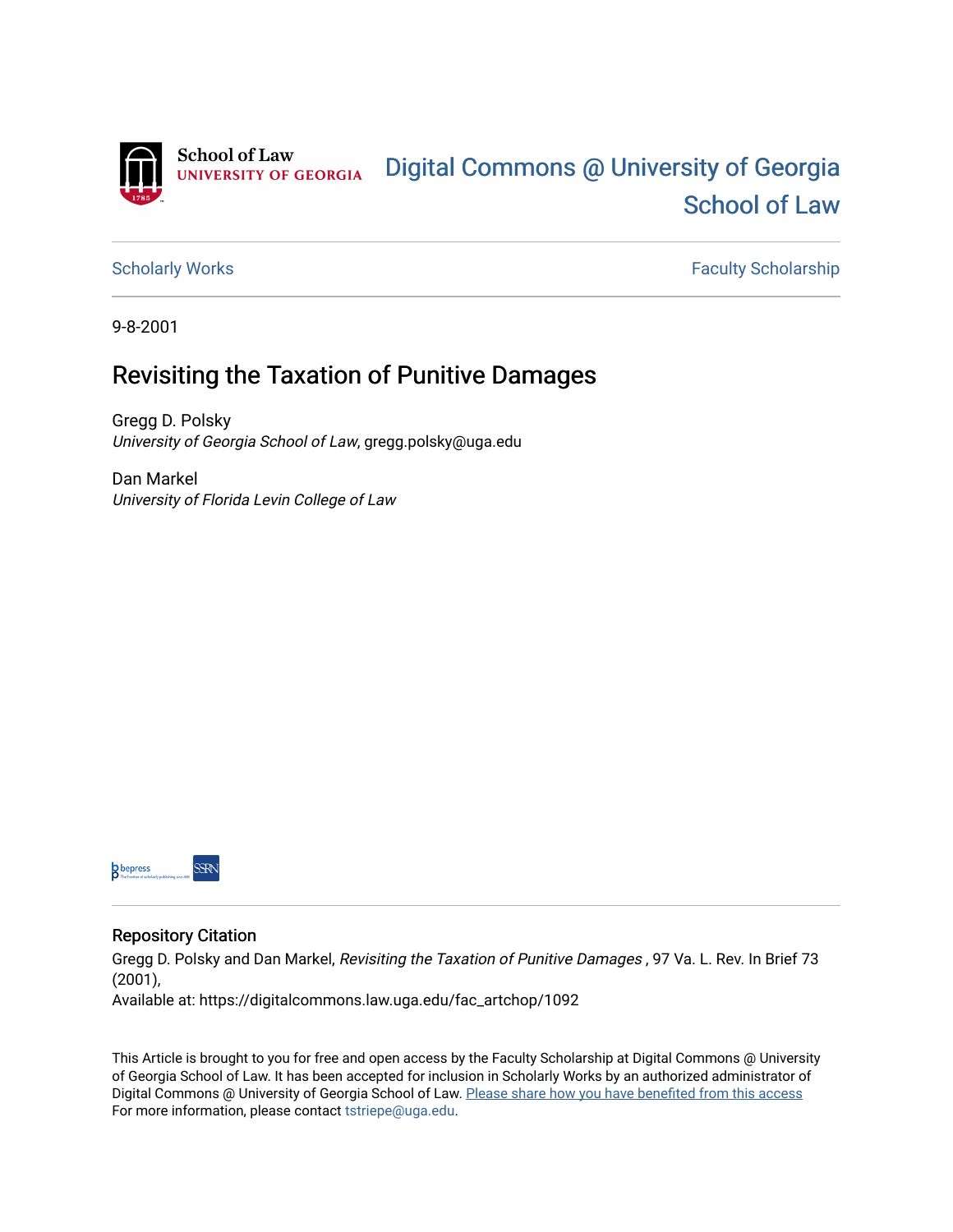School of Law
UNIVERSITY OF GEORGIA

# Digital Commons @ University of Georgia School of Law

Scholarly Works | Faculty Scholarship

9-8-2001

## Revisiting the Taxation of Punitive Damages

Gregg D. Polsky
*University of Georgia School of Law*, gregg.polsky@uga.edu

Dan Markel
*University of Florida Levin College of Law*

### Repository Citation

Gregg D. Polsky and Dan Markel, *Revisiting the Taxation of Punitive Damages* , 97 Va. L. Rev. In Brief 73 (2001),
Available at: https://digitalcommons.law.uga.edu/fac_artchop/1092

This Article is brought to you for free and open access by the Faculty Scholarship at Digital Commons @ University of Georgia School of Law. It has been accepted for inclusion in Scholarly Works by an authorized administrator of Digital Commons @ University of Georgia School of Law. Please share how you have benefited from this access
For more information, please contact tstriepe@uga.edu.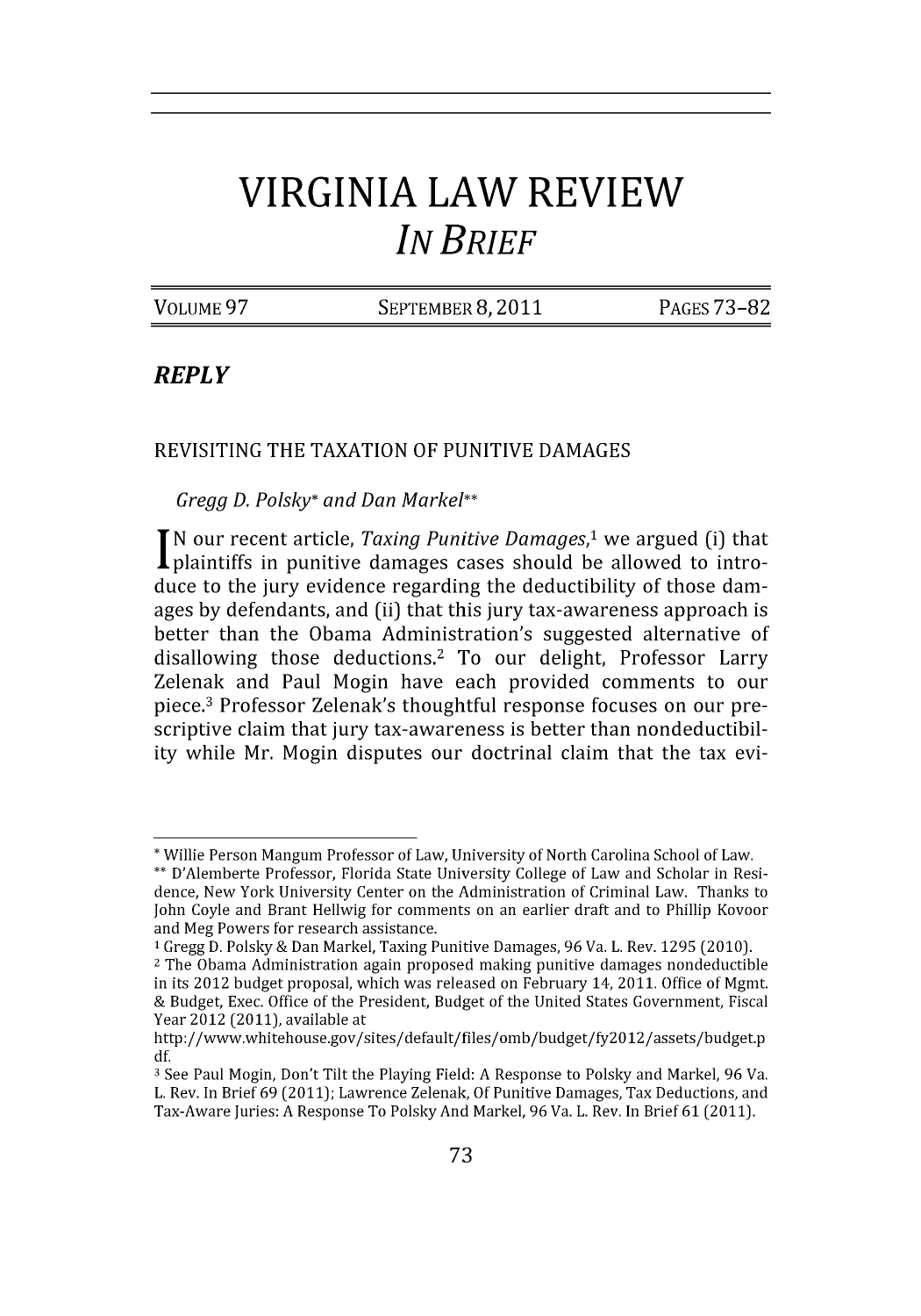# VIRGINIA LAW REVIEW
## *IN BRIEF*

| VOLUME 97 | SEPTEMBER 8, 2011 | PAGES 73–82 |
|---|---|---|

### *REPLY*

REVISITING THE TAXATION OF PUNITIVE DAMAGES

*Gregg D. Polsky\** and *Dan Markel\*\**

IN our recent article, *Taxing Punitive Damages*,[1] we argued (i) that plaintiffs in punitive damages cases should be allowed to introduce to the jury evidence regarding the deductibility of those damages by defendants, and (ii) that this jury tax-awareness approach is better than the Obama Administration's suggested alternative of disallowing those deductions.[2] To our delight, Professor Larry Zelenak and Paul Mogin have each provided comments to our piece.[3] Professor Zelenak's thoughtful response focuses on our prescriptive claim that jury tax-awareness is better than nondeductibility while Mr. Mogin disputes our doctrinal claim that the tax evi-

---

\* Willie Person Mangum Professor of Law, University of North Carolina School of Law.

\*\* D'Alemberte Professor, Florida State University College of Law and Scholar in Residence, New York University Center on the Administration of Criminal Law. Thanks to John Coyle and Brant Hellwig for comments on an earlier draft and to Phillip Kovoor and Meg Powers for research assistance.

[1] Gregg D. Polsky & Dan Markel, Taxing Punitive Damages, 96 Va. L. Rev. 1295 (2010).

[2] The Obama Administration again proposed making punitive damages nondeductible in its 2012 budget proposal, which was released on February 14, 2011. Office of Mgmt. & Budget, Exec. Office of the President, Budget of the United States Government, Fiscal Year 2012 (2011), available at http://www.whitehouse.gov/sites/default/files/omb/budget/fy2012/assets/budget.pdf.

[3] See Paul Mogin, Don't Tilt the Playing Field: A Response to Polsky and Markel, 96 Va. L. Rev. In Brief 69 (2011); Lawrence Zelenak, Of Punitive Damages, Tax Deductions, and Tax-Aware Juries: A Response To Polsky And Markel, 96 Va. L. Rev. In Brief 61 (2011).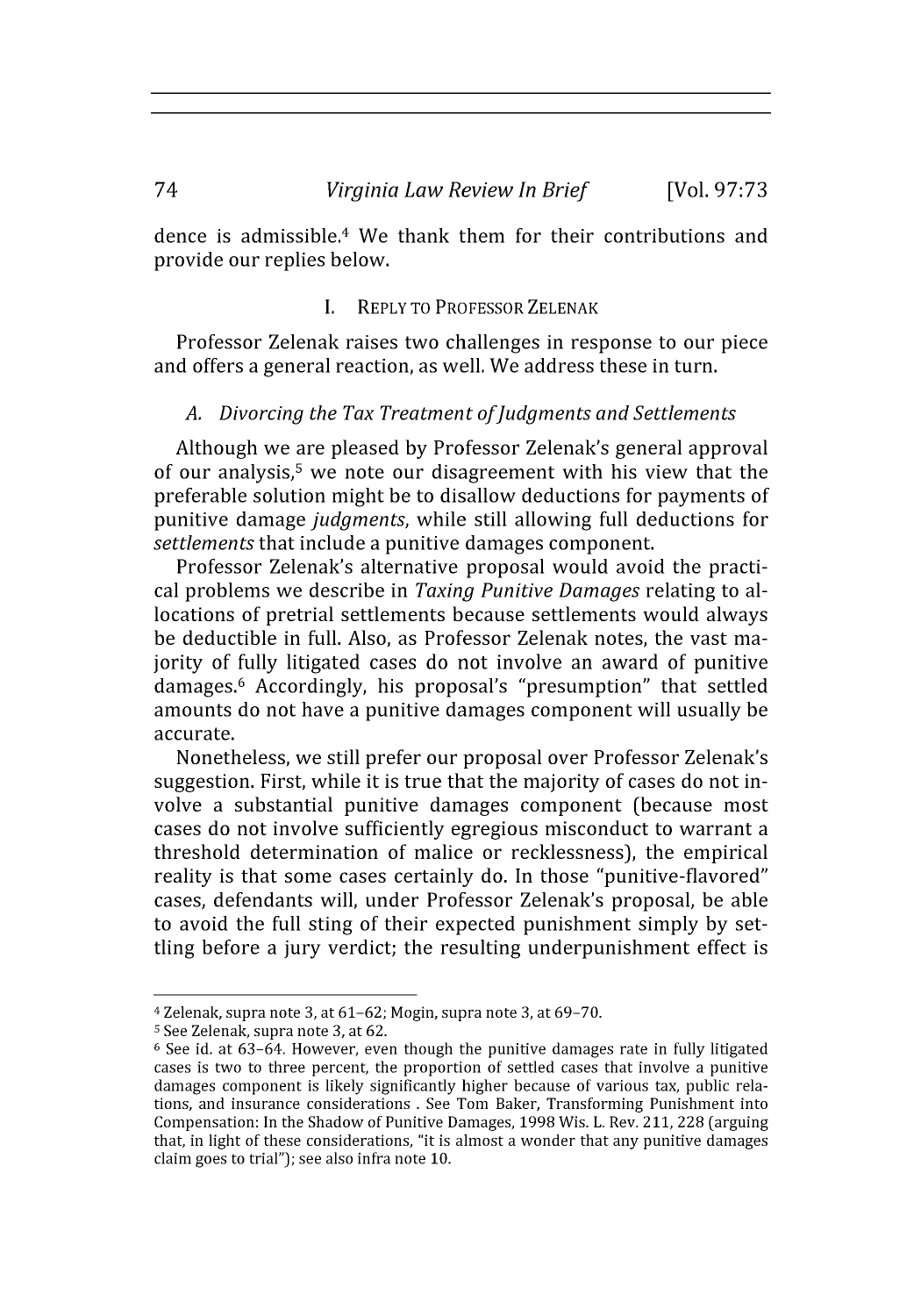dence is admissible.[4] We thank them for their contributions and provide our replies below.

## I. Reply to Professor Zelenak

Professor Zelenak raises two challenges in response to our piece and offers a general reaction, as well. We address these in turn.

### *A. Divorcing the Tax Treatment of Judgments and Settlements*

Although we are pleased by Professor Zelenak's general approval of our analysis,[5] we note our disagreement with his view that the preferable solution might be to disallow deductions for payments of punitive damage *judgments*, while still allowing full deductions for *settlements* that include a punitive damages component.

Professor Zelenak's alternative proposal would avoid the practical problems we describe in *Taxing Punitive Damages* relating to allocations of pretrial settlements because settlements would always be deductible in full. Also, as Professor Zelenak notes, the vast majority of fully litigated cases do not involve an award of punitive damages.[6] Accordingly, his proposal's "presumption" that settled amounts do not have a punitive damages component will usually be accurate.

Nonetheless, we still prefer our proposal over Professor Zelenak's suggestion. First, while it is true that the majority of cases do not involve a substantial punitive damages component (because most cases do not involve sufficiently egregious misconduct to warrant a threshold determination of malice or recklessness), the empirical reality is that some cases certainly do. In those "punitive-flavored" cases, defendants will, under Professor Zelenak's proposal, be able to avoid the full sting of their expected punishment simply by settling before a jury verdict; the resulting underpunishment effect is

---

[4] Zelenak, supra note 3, at 61–62; Mogin, supra note 3, at 69–70.

[5] See Zelenak, supra note 3, at 62.

[6] See id. at 63–64. However, even though the punitive damages rate in fully litigated cases is two to three percent, the proportion of settled cases that involve a punitive damages component is likely significantly higher because of various tax, public relations, and insurance considerations . See Tom Baker, Transforming Punishment into Compensation: In the Shadow of Punitive Damages, 1998 Wis. L. Rev. 211, 228 (arguing that, in light of these considerations, "it is almost a wonder that any punitive damages claim goes to trial"); see also infra note 10.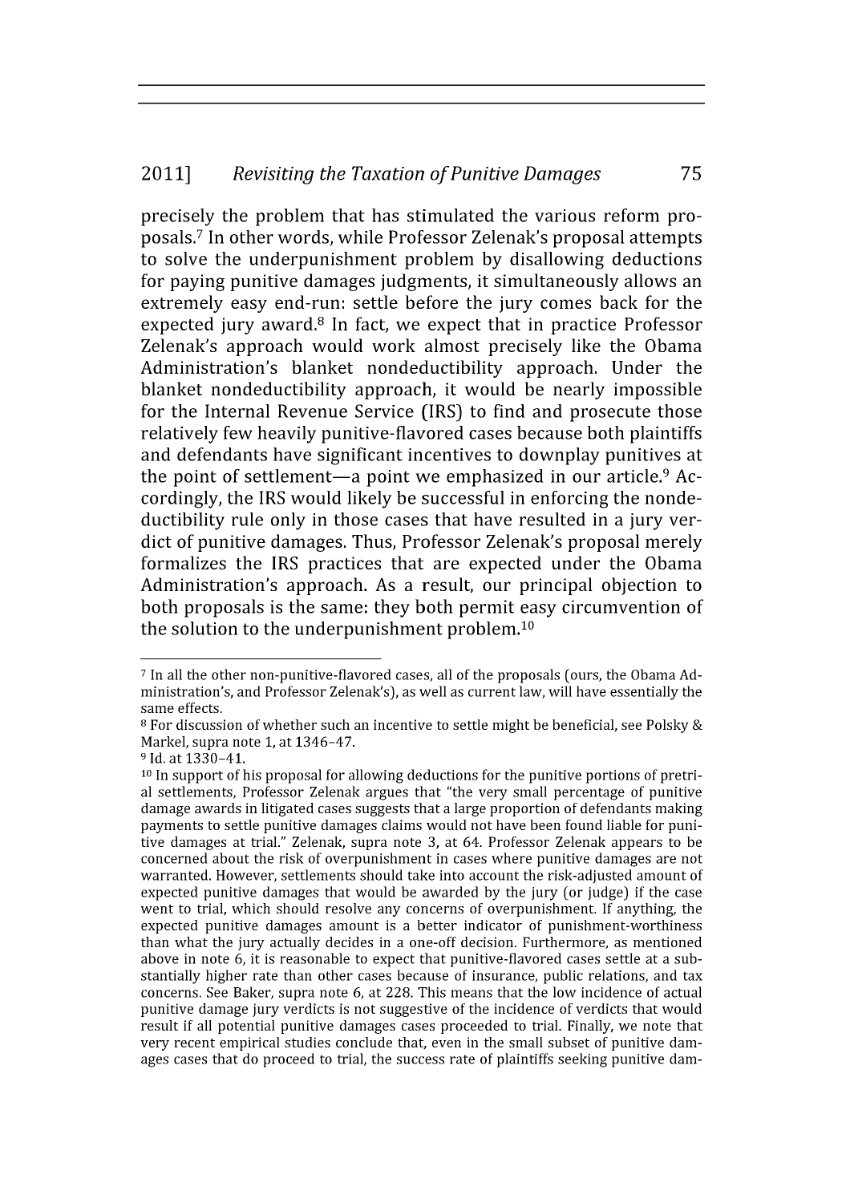precisely the problem that has stimulated the various reform proposals.[7] In other words, while Professor Zelenak's proposal attempts to solve the underpunishment problem by disallowing deductions for paying punitive damages judgments, it simultaneously allows an extremely easy end-run: settle before the jury comes back for the expected jury award.[8] In fact, we expect that in practice Professor Zelenak's approach would work almost precisely like the Obama Administration's blanket nondeductibility approach. Under the blanket nondeductibility approach, it would be nearly impossible for the Internal Revenue Service (IRS) to find and prosecute those relatively few heavily punitive-flavored cases because both plaintiffs and defendants have significant incentives to downplay punitives at the point of settlement—a point we emphasized in our article.[9] Accordingly, the IRS would likely be successful in enforcing the nondeductibility rule only in those cases that have resulted in a jury verdict of punitive damages. Thus, Professor Zelenak's proposal merely formalizes the IRS practices that are expected under the Obama Administration's approach. As a result, our principal objection to both proposals is the same: they both permit easy circumvention of the solution to the underpunishment problem.[10]

---

[7] In all the other non-punitive-flavored cases, all of the proposals (ours, the Obama Administration's, and Professor Zelenak's), as well as current law, will have essentially the same effects.

[8] For discussion of whether such an incentive to settle might be beneficial, see Polsky & Markel, supra note 1, at 1346–47.

[9] Id. at 1330–41.

[10] In support of his proposal for allowing deductions for the punitive portions of pretrial settlements, Professor Zelenak argues that "the very small percentage of punitive damage awards in litigated cases suggests that a large proportion of defendants making payments to settle punitive damages claims would not have been found liable for punitive damages at trial." Zelenak, supra note 3, at 64. Professor Zelenak appears to be concerned about the risk of overpunishment in cases where punitive damages are not warranted. However, settlements should take into account the risk-adjusted amount of expected punitive damages that would be awarded by the jury (or judge) if the case went to trial, which should resolve any concerns of overpunishment. If anything, the expected punitive damages amount is a better indicator of punishment-worthiness than what the jury actually decides in a one-off decision. Furthermore, as mentioned above in note 6, it is reasonable to expect that punitive-flavored cases settle at a substantially higher rate than other cases because of insurance, public relations, and tax concerns. See Baker, supra note 6, at 228. This means that the low incidence of actual punitive damage jury verdicts is not suggestive of the incidence of verdicts that would result if all potential punitive damages cases proceeded to trial. Finally, we note that very recent empirical studies conclude that, even in the small subset of punitive damages cases that do proceed to trial, the success rate of plaintiffs seeking punitive dam-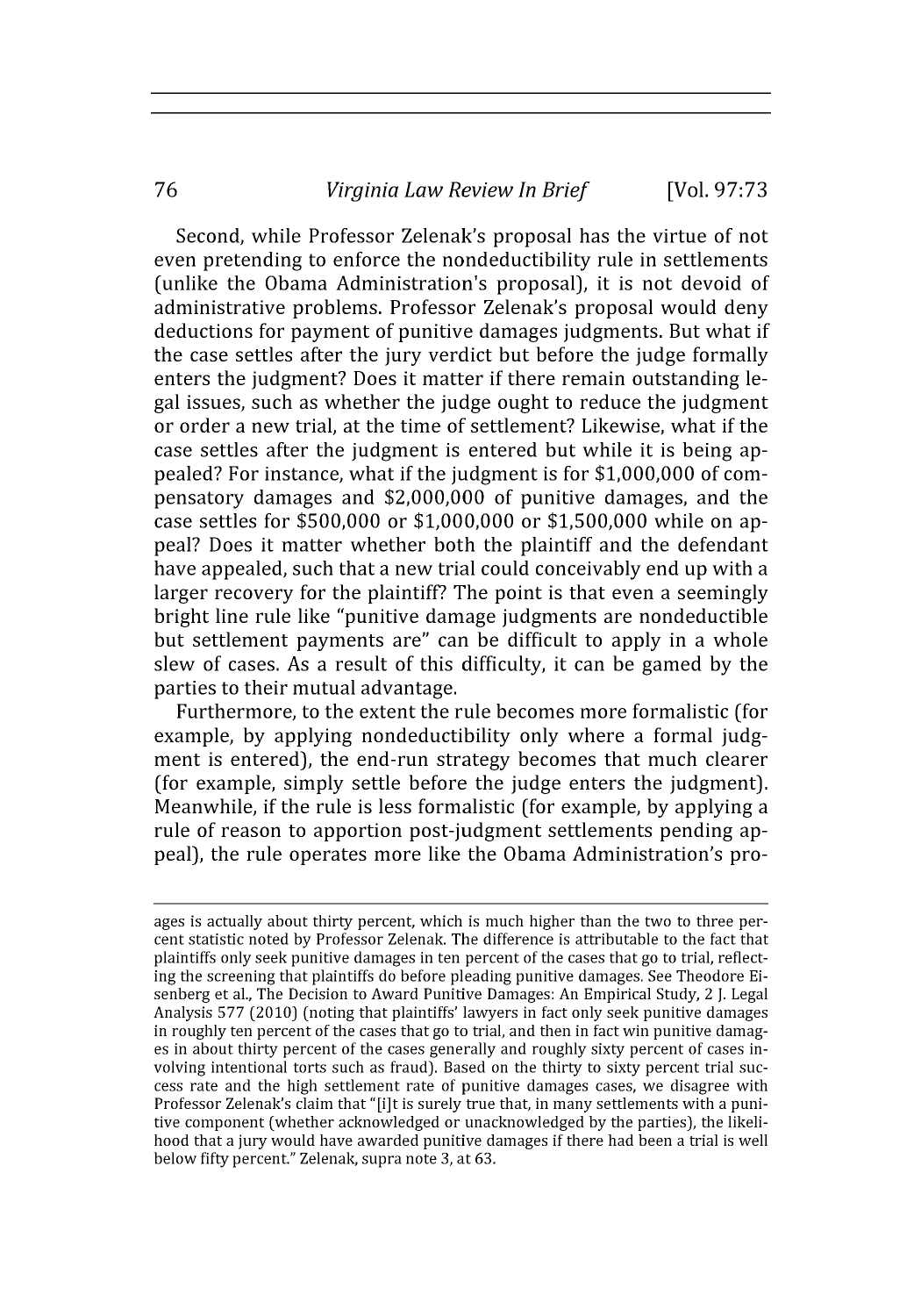Second, while Professor Zelenak's proposal has the virtue of not even pretending to enforce the nondeductibility rule in settlements (unlike the Obama Administration's proposal), it is not devoid of administrative problems. Professor Zelenak's proposal would deny deductions for payment of punitive damages judgments. But what if the case settles after the jury verdict but before the judge formally enters the judgment? Does it matter if there remain outstanding legal issues, such as whether the judge ought to reduce the judgment or order a new trial, at the time of settlement? Likewise, what if the case settles after the judgment is entered but while it is being appealed? For instance, what if the judgment is for $1,000,000 of compensatory damages and $2,000,000 of punitive damages, and the case settles for $500,000 or $1,000,000 or $1,500,000 while on appeal? Does it matter whether both the plaintiff and the defendant have appealed, such that a new trial could conceivably end up with a larger recovery for the plaintiff? The point is that even a seemingly bright line rule like "punitive damage judgments are nondeductible but settlement payments are" can be difficult to apply in a whole slew of cases. As a result of this difficulty, it can be gamed by the parties to their mutual advantage.

Furthermore, to the extent the rule becomes more formalistic (for example, by applying nondeductibility only where a formal judgment is entered), the end-run strategy becomes that much clearer (for example, simply settle before the judge enters the judgment). Meanwhile, if the rule is less formalistic (for example, by applying a rule of reason to apportion post-judgment settlements pending appeal), the rule operates more like the Obama Administration's pro-

---

ages is actually about thirty percent, which is much higher than the two to three percent statistic noted by Professor Zelenak. The difference is attributable to the fact that plaintiffs only seek punitive damages in ten percent of the cases that go to trial, reflecting the screening that plaintiffs do before pleading punitive damages. See Theodore Eisenberg et al., The Decision to Award Punitive Damages: An Empirical Study, 2 J. Legal Analysis 577 (2010) (noting that plaintiffs' lawyers in fact only seek punitive damages in roughly ten percent of the cases that go to trial, and then in fact win punitive damages in about thirty percent of the cases generally and roughly sixty percent of cases involving intentional torts such as fraud). Based on the thirty to sixty percent trial success rate and the high settlement rate of punitive damages cases, we disagree with Professor Zelenak's claim that "[i]t is surely true that, in many settlements with a punitive component (whether acknowledged or unacknowledged by the parties), the likelihood that a jury would have awarded punitive damages if there had been a trial is well below fifty percent." Zelenak, supra note 3, at 63.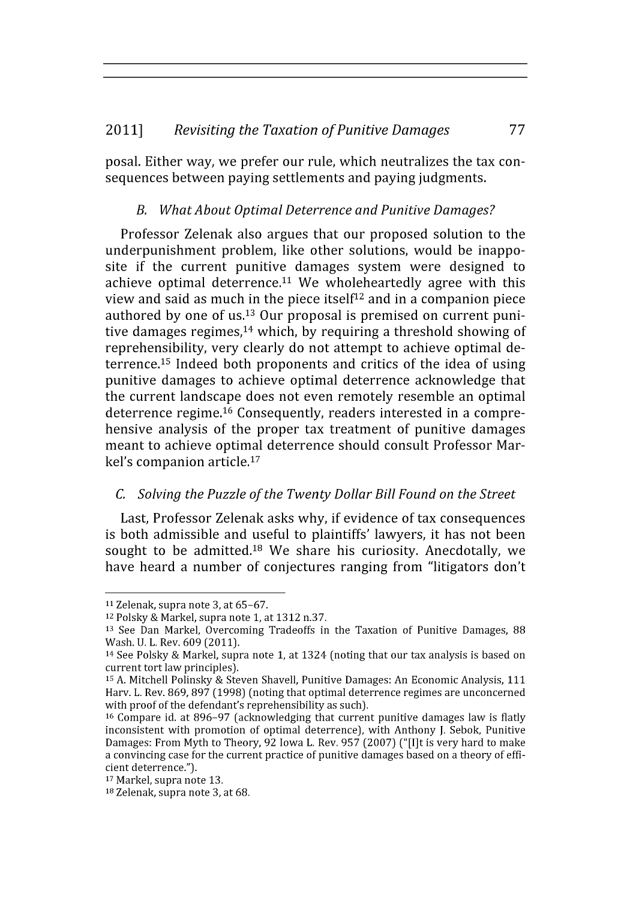posal. Either way, we prefer our rule, which neutralizes the tax consequences between paying settlements and paying judgments.

### *B. What About Optimal Deterrence and Punitive Damages?*

Professor Zelenak also argues that our proposed solution to the underpunishment problem, like other solutions, would be inapposite if the current punitive damages system were designed to achieve optimal deterrence.[11] We wholeheartedly agree with this view and said as much in the piece itself[12] and in a companion piece authored by one of us.[13] Our proposal is premised on current punitive damages regimes,[14] which, by requiring a threshold showing of reprehensibility, very clearly do not attempt to achieve optimal deterrence.[15] Indeed both proponents and critics of the idea of using punitive damages to achieve optimal deterrence acknowledge that the current landscape does not even remotely resemble an optimal deterrence regime.[16] Consequently, readers interested in a comprehensive analysis of the proper tax treatment of punitive damages meant to achieve optimal deterrence should consult Professor Markel's companion article.[17]

### *C. Solving the Puzzle of the Twenty Dollar Bill Found on the Street*

Last, Professor Zelenak asks why, if evidence of tax consequences is both admissible and useful to plaintiffs' lawyers, it has not been sought to be admitted.[18] We share his curiosity. Anecdotally, we have heard a number of conjectures ranging from "litigators don't

---

[11] Zelenak, supra note 3, at 65–67.

[12] Polsky & Markel, supra note 1, at 1312 n.37.

[13] See Dan Markel, Overcoming Tradeoffs in the Taxation of Punitive Damages, 88 Wash. U. L. Rev. 609 (2011).

[14] See Polsky & Markel, supra note 1, at 1324 (noting that our tax analysis is based on current tort law principles).

[15] A. Mitchell Polinsky & Steven Shavell, Punitive Damages: An Economic Analysis, 111 Harv. L. Rev. 869, 897 (1998) (noting that optimal deterrence regimes are unconcerned with proof of the defendant's reprehensibility as such).

[16] Compare id. at 896–97 (acknowledging that current punitive damages law is flatly inconsistent with promotion of optimal deterrence), with Anthony J. Sebok, Punitive Damages: From Myth to Theory, 92 Iowa L. Rev. 957 (2007) ("[I]t is very hard to make a convincing case for the current practice of punitive damages based on a theory of efficient deterrence.").

[17] Markel, supra note 13.

[18] Zelenak, supra note 3, at 68.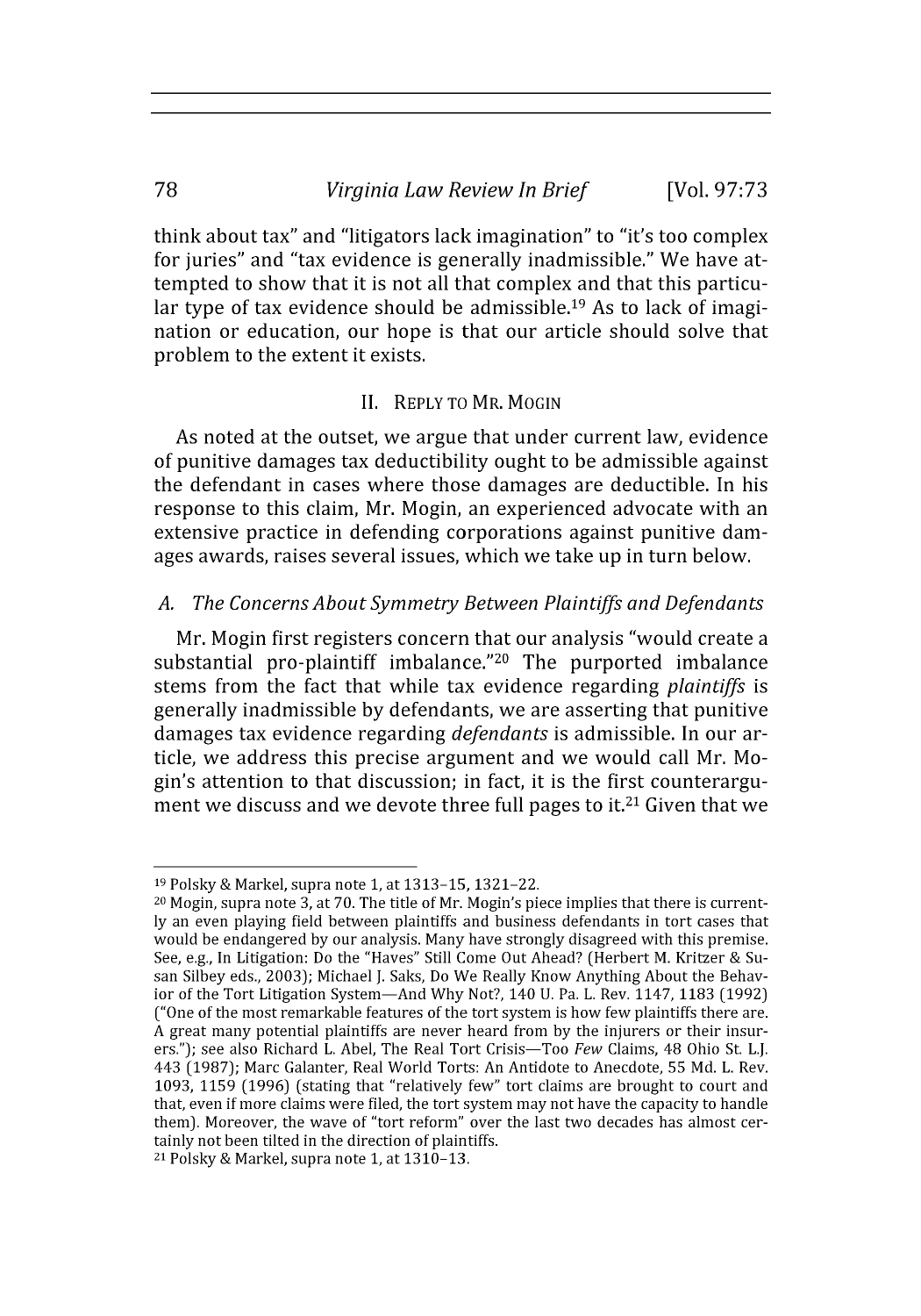think about tax" and "litigators lack imagination" to "it's too complex for juries" and "tax evidence is generally inadmissible." We have attempted to show that it is not all that complex and that this particular type of tax evidence should be admissible.[19] As to lack of imagination or education, our hope is that our article should solve that problem to the extent it exists.

## II. Reply to Mr. Mogin

As noted at the outset, we argue that under current law, evidence of punitive damages tax deductibility ought to be admissible against the defendant in cases where those damages are deductible. In his response to this claim, Mr. Mogin, an experienced advocate with an extensive practice in defending corporations against punitive damages awards, raises several issues, which we take up in turn below.

### A. *The Concerns About Symmetry Between Plaintiffs and Defendants*

Mr. Mogin first registers concern that our analysis "would create a substantial pro-plaintiff imbalance."[20] The purported imbalance stems from the fact that while tax evidence regarding *plaintiffs* is generally inadmissible by defendants, we are asserting that punitive damages tax evidence regarding *defendants* is admissible. In our article, we address this precise argument and we would call Mr. Mogin's attention to that discussion; in fact, it is the first counterargument we discuss and we devote three full pages to it.[21] Given that we

---

[19] Polsky & Markel, supra note 1, at 1313–15, 1321–22.

[20] Mogin, supra note 3, at 70. The title of Mr. Mogin's piece implies that there is currently an even playing field between plaintiffs and business defendants in tort cases that would be endangered by our analysis. Many have strongly disagreed with this premise. See, e.g., In Litigation: Do the "Haves" Still Come Out Ahead? (Herbert M. Kritzer & Susan Silbey eds., 2003); Michael J. Saks, Do We Really Know Anything About the Behavior of the Tort Litigation System—And Why Not?, 140 U. Pa. L. Rev. 1147, 1183 (1992) ("One of the most remarkable features of the tort system is how few plaintiffs there are. A great many potential plaintiffs are never heard from by the injurers or their insurers."); see also Richard L. Abel, The Real Tort Crisis—Too *Few* Claims, 48 Ohio St. L.J. 443 (1987); Marc Galanter, Real World Torts: An Antidote to Anecdote, 55 Md. L. Rev. 1093, 1159 (1996) (stating that "relatively few" tort claims are brought to court and that, even if more claims were filed, the tort system may not have the capacity to handle them). Moreover, the wave of "tort reform" over the last two decades has almost certainly not been tilted in the direction of plaintiffs.

[21] Polsky & Markel, supra note 1, at 1310–13.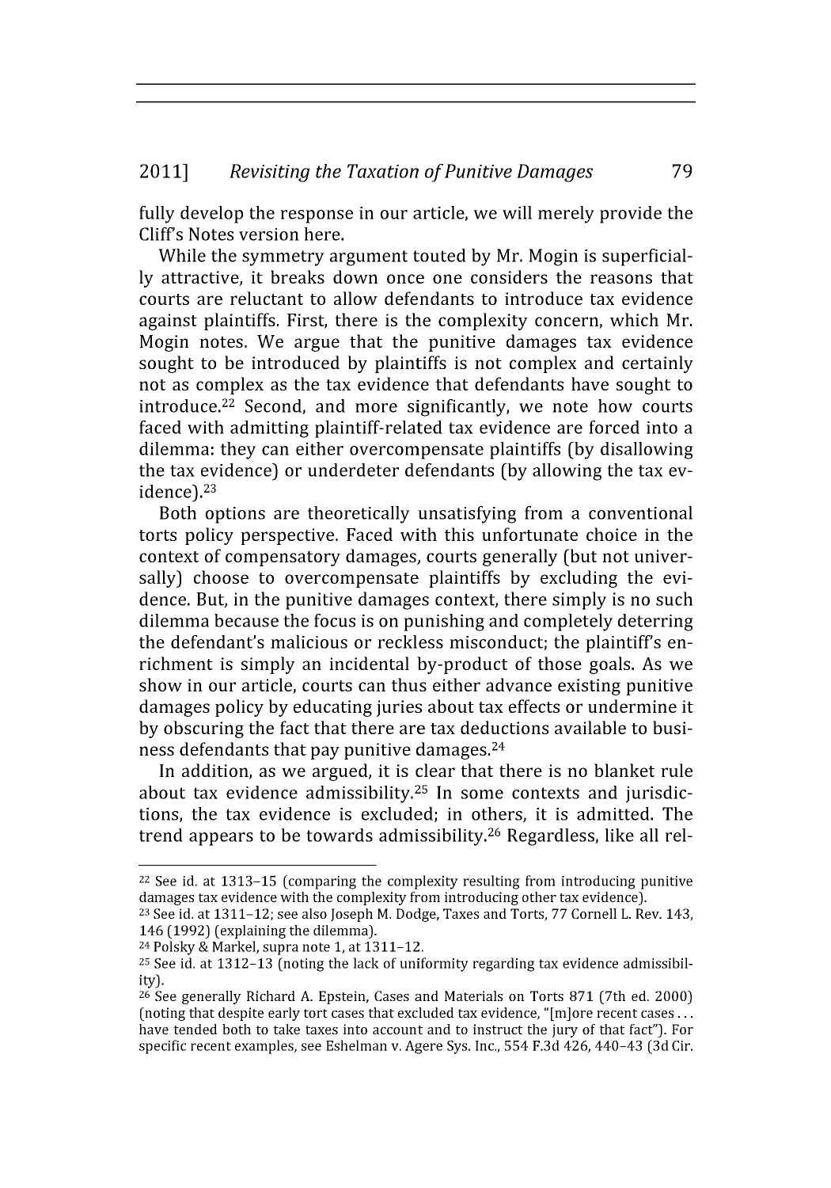fully develop the response in our article, we will merely provide the Cliff's Notes version here.

While the symmetry argument touted by Mr. Mogin is superficially attractive, it breaks down once one considers the reasons that courts are reluctant to allow defendants to introduce tax evidence against plaintiffs. First, there is the complexity concern, which Mr. Mogin notes. We argue that the punitive damages tax evidence sought to be introduced by plaintiffs is not complex and certainly not as complex as the tax evidence that defendants have sought to introduce.[22] Second, and more significantly, we note how courts faced with admitting plaintiff-related tax evidence are forced into a dilemma: they can either overcompensate plaintiffs (by disallowing the tax evidence) or underdeter defendants (by allowing the tax evidence).[23]

Both options are theoretically unsatisfying from a conventional torts policy perspective. Faced with this unfortunate choice in the context of compensatory damages, courts generally (but not universally) choose to overcompensate plaintiffs by excluding the evidence. But, in the punitive damages context, there simply is no such dilemma because the focus is on punishing and completely deterring the defendant's malicious or reckless misconduct; the plaintiff's enrichment is simply an incidental by-product of those goals. As we show in our article, courts can thus either advance existing punitive damages policy by educating juries about tax effects or undermine it by obscuring the fact that there are tax deductions available to business defendants that pay punitive damages.[24]

In addition, as we argued, it is clear that there is no blanket rule about tax evidence admissibility.[25] In some contexts and jurisdictions, the tax evidence is excluded; in others, it is admitted. The trend appears to be towards admissibility.[26] Regardless, like all rel-

---

[22] See id. at 1313–15 (comparing the complexity resulting from introducing punitive damages tax evidence with the complexity from introducing other tax evidence).

[23] See id. at 1311–12; see also Joseph M. Dodge, Taxes and Torts, 77 Cornell L. Rev. 143, 146 (1992) (explaining the dilemma).

[24] Polsky & Markel, supra note 1, at 1311–12.

[25] See id. at 1312–13 (noting the lack of uniformity regarding tax evidence admissibility).

[26] See generally Richard A. Epstein, Cases and Materials on Torts 871 (7th ed. 2000) (noting that despite early tort cases that excluded tax evidence, "[m]ore recent cases . . . have tended both to take taxes into account and to instruct the jury of that fact"). For specific recent examples, see Eshelman v. Agere Sys. Inc., 554 F.3d 426, 440–43 (3d Cir.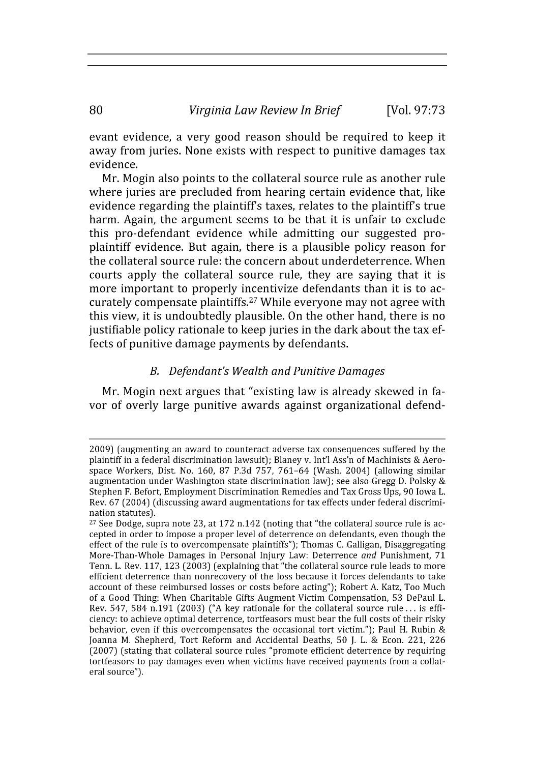evant evidence, a very good reason should be required to keep it away from juries. None exists with respect to punitive damages tax evidence.

Mr. Mogin also points to the collateral source rule as another rule where juries are precluded from hearing certain evidence that, like evidence regarding the plaintiff's taxes, relates to the plaintiff's true harm. Again, the argument seems to be that it is unfair to exclude this pro-defendant evidence while admitting our suggested pro-plaintiff evidence. But again, there is a plausible policy reason for the collateral source rule: the concern about underdeterrence. When courts apply the collateral source rule, they are saying that it is more important to properly incentivize defendants than it is to accurately compensate plaintiffs.[27] While everyone may not agree with this view, it is undoubtedly plausible. On the other hand, there is no justifiable policy rationale to keep juries in the dark about the tax effects of punitive damage payments by defendants.

### *B. Defendant's Wealth and Punitive Damages*

Mr. Mogin next argues that "existing law is already skewed in favor of overly large punitive awards against organizational defend-

---

2009) (augmenting an award to counteract adverse tax consequences suffered by the plaintiff in a federal discrimination lawsuit); Blaney v. Int'l Ass'n of Machinists & Aerospace Workers, Dist. No. 160, 87 P.3d 757, 761–64 (Wash. 2004) (allowing similar augmentation under Washington state discrimination law); see also Gregg D. Polsky & Stephen F. Befort, Employment Discrimination Remedies and Tax Gross Ups, 90 Iowa L. Rev. 67 (2004) (discussing award augmentations for tax effects under federal discrimination statutes).

[27] See Dodge, supra note 23, at 172 n.142 (noting that "the collateral source rule is accepted in order to impose a proper level of deterrence on defendants, even though the effect of the rule is to overcompensate plaintiffs"); Thomas C. Galligan, Disaggregating More-Than-Whole Damages in Personal Injury Law: Deterrence *and* Punishment, 71 Tenn. L. Rev. 117, 123 (2003) (explaining that "the collateral source rule leads to more efficient deterrence than nonrecovery of the loss because it forces defendants to take account of these reimbursed losses or costs before acting"); Robert A. Katz, Too Much of a Good Thing: When Charitable Gifts Augment Victim Compensation, 53 DePaul L. Rev. 547, 584 n.191 (2003) ("A key rationale for the collateral source rule . . . is efficiency: to achieve optimal deterrence, tortfeasors must bear the full costs of their risky behavior, even if this overcompensates the occasional tort victim."); Paul H. Rubin & Joanna M. Shepherd, Tort Reform and Accidental Deaths, 50 J. L. & Econ. 221, 226 (2007) (stating that collateral source rules "promote efficient deterrence by requiring tortfeasors to pay damages even when victims have received payments from a collateral source").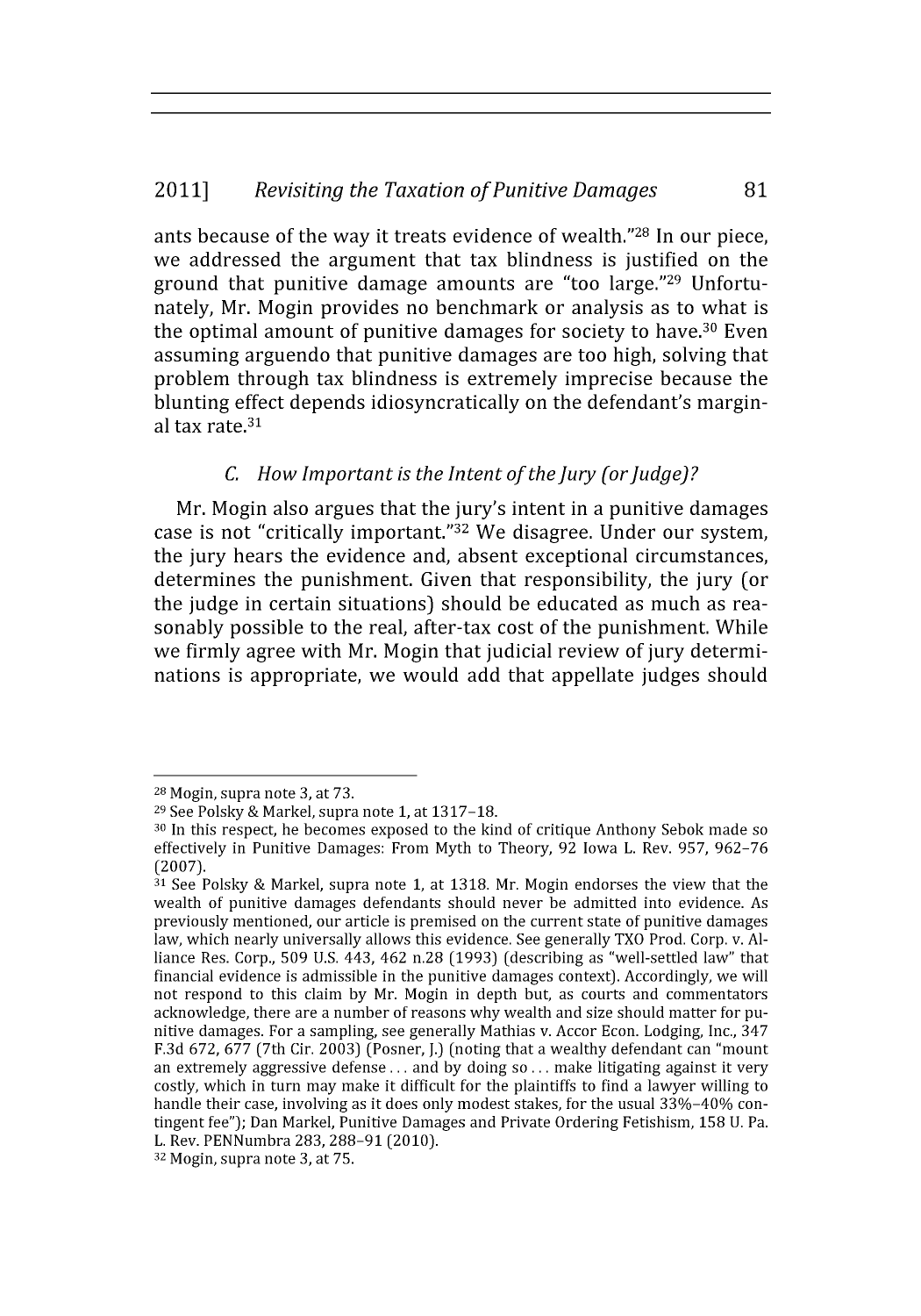ants because of the way it treats evidence of wealth."[28] In our piece, we addressed the argument that tax blindness is justified on the ground that punitive damage amounts are "too large."[29] Unfortunately, Mr. Mogin provides no benchmark or analysis as to what is the optimal amount of punitive damages for society to have.[30] Even assuming arguendo that punitive damages are too high, solving that problem through tax blindness is extremely imprecise because the blunting effect depends idiosyncratically on the defendant's marginal tax rate.[31]

### *C. How Important is the Intent of the Jury (or Judge)?*

Mr. Mogin also argues that the jury's intent in a punitive damages case is not "critically important."[32] We disagree. Under our system, the jury hears the evidence and, absent exceptional circumstances, determines the punishment. Given that responsibility, the jury (or the judge in certain situations) should be educated as much as reasonably possible to the real, after-tax cost of the punishment. While we firmly agree with Mr. Mogin that judicial review of jury determinations is appropriate, we would add that appellate judges should

---

[28] Mogin, supra note 3, at 73.

[29] See Polsky & Markel, supra note 1, at 1317–18.

[30] In this respect, he becomes exposed to the kind of critique Anthony Sebok made so effectively in Punitive Damages: From Myth to Theory, 92 Iowa L. Rev. 957, 962–76 (2007).

[31] See Polsky & Markel, supra note 1, at 1318. Mr. Mogin endorses the view that the wealth of punitive damages defendants should never be admitted into evidence. As previously mentioned, our article is premised on the current state of punitive damages law, which nearly universally allows this evidence. See generally TXO Prod. Corp. v. Alliance Res. Corp., 509 U.S. 443, 462 n.28 (1993) (describing as "well-settled law" that financial evidence is admissible in the punitive damages context). Accordingly, we will not respond to this claim by Mr. Mogin in depth but, as courts and commentators acknowledge, there are a number of reasons why wealth and size should matter for punitive damages. For a sampling, see generally Mathias v. Accor Econ. Lodging, Inc., 347 F.3d 672, 677 (7th Cir. 2003) (Posner, J.) (noting that a wealthy defendant can "mount an extremely aggressive defense . . . and by doing so . . . make litigating against it very costly, which in turn may make it difficult for the plaintiffs to find a lawyer willing to handle their case, involving as it does only modest stakes, for the usual 33%–40% contingent fee"); Dan Markel, Punitive Damages and Private Ordering Fetishism, 158 U. Pa. L. Rev. PENNumbra 283, 288–91 (2010).

[32] Mogin, supra note 3, at 75.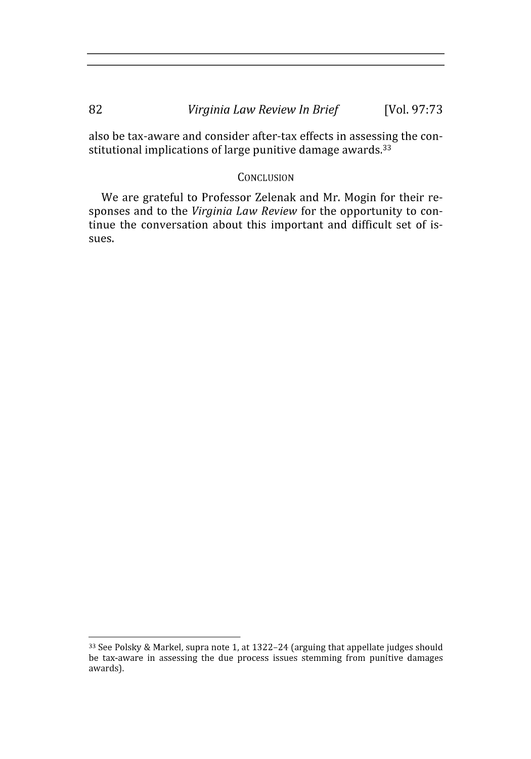also be tax-aware and consider after-tax effects in assessing the constitutional implications of large punitive damage awards.[33]

## Conclusion

We are grateful to Professor Zelenak and Mr. Mogin for their responses and to the *Virginia Law Review* for the opportunity to continue the conversation about this important and difficult set of issues.

---

[33] See Polsky & Markel, supra note 1, at 1322–24 (arguing that appellate judges should be tax-aware in assessing the due process issues stemming from punitive damages awards).